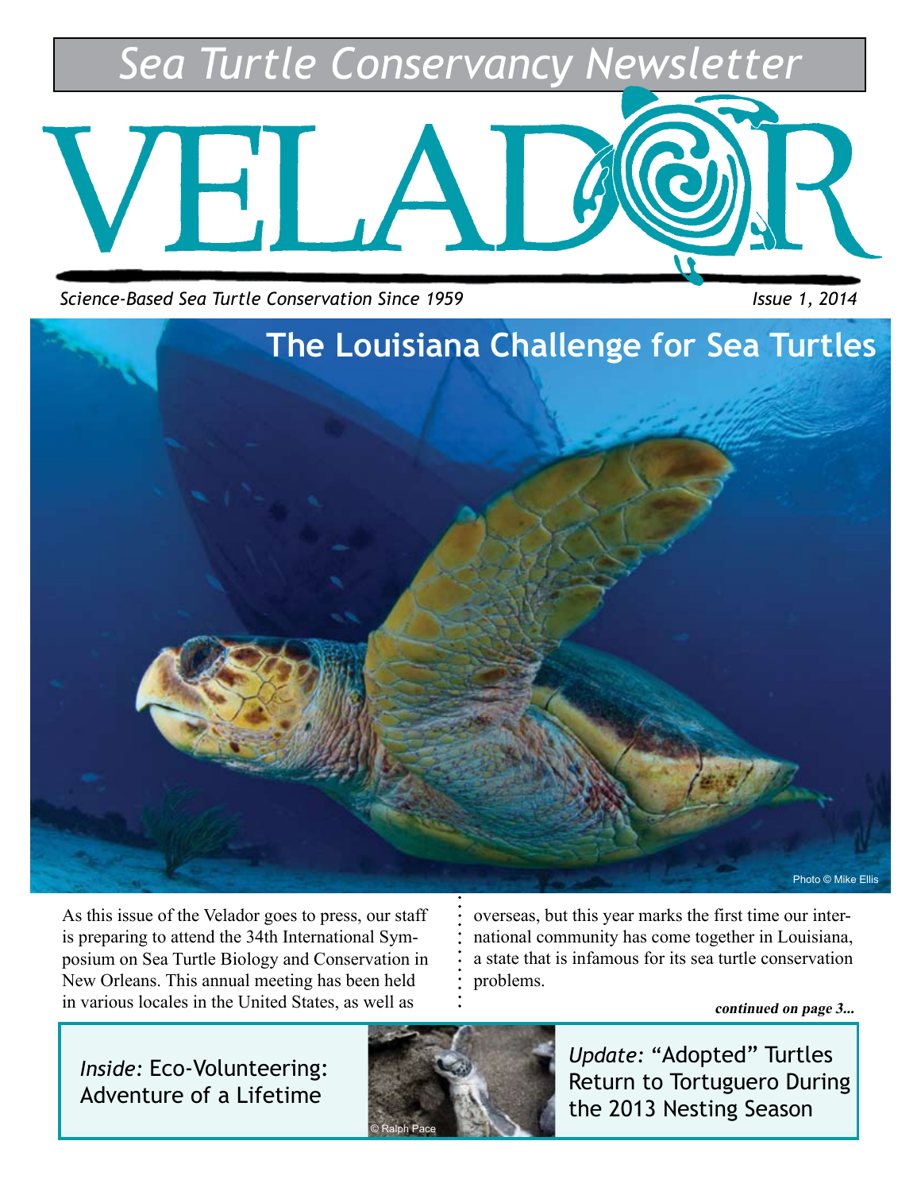Sea Turtle Conservancy Newsletter

# VELADOR

*Science-Based Sea Turtle Conservation Since 1959*

*Issue 1, 2014*

## The Louisiana Challenge for Sea Turtles

Photo © Mike Ellis

As this issue of the Velador goes to press, our staff is preparing to attend the 34th International Symposium on Sea Turtle Biology and Conservation in New Orleans. This annual meeting has been held in various locales in the United States, as well as overseas, but this year marks the first time our international community has come together in Louisiana, a state that is infamous for its sea turtle conservation problems.

***continued on page 3...***

*Inside*: Eco-Volunteering: Adventure of a Lifetime

© Ralph Pace

*Update*: "Adopted" Turtles Return to Tortuguero During the 2013 Nesting Season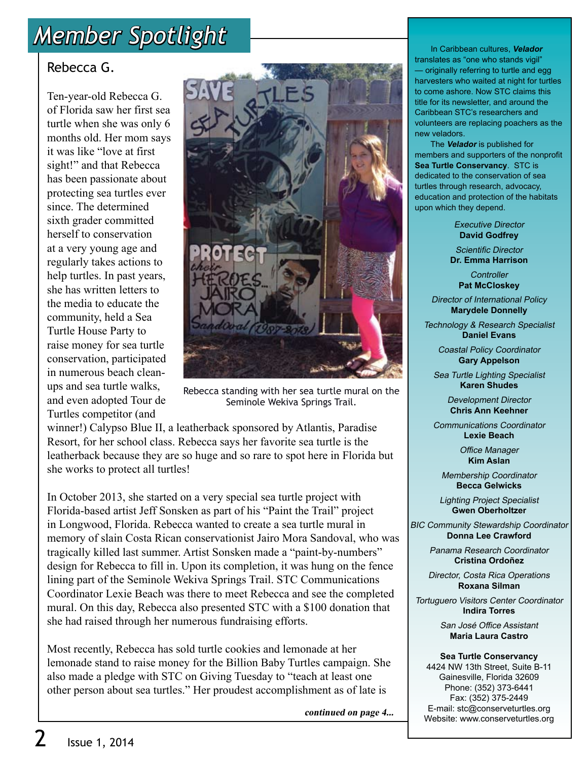# Member Spotlight

## Rebecca G.

Ten-year-old Rebecca G. of Florida saw her first sea turtle when she was only 6 months old. Her mom says it was like "love at first sight!" and that Rebecca has been passionate about protecting sea turtles ever since. The determined sixth grader committed herself to conservation at a very young age and regularly takes actions to help turtles. In past years, she has written letters to the media to educate the community, held a Sea Turtle House Party to raise money for sea turtle conservation, participated in numerous beach clean-ups and sea turtle walks, and even adopted Tour de Turtles competitor (and winner!) Calypso Blue II, a leatherback sponsored by Atlantis, Paradise Resort, for her school class. Rebecca says her favorite sea turtle is the leatherback because they are so huge and so rare to spot here in Florida but she works to protect all turtles!

Rebecca standing with her sea turtle mural on the Seminole Wekiva Springs Trail.

In October 2013, she started on a very special sea turtle project with Florida-based artist Jeff Sonsken as part of his "Paint the Trail" project in Longwood, Florida. Rebecca wanted to create a sea turtle mural in memory of slain Costa Rican conservationist Jairo Mora Sandoval, who was tragically killed last summer. Artist Sonsken made a "paint-by-numbers" design for Rebecca to fill in. Upon its completion, it was hung on the fence lining part of the Seminole Wekiva Springs Trail. STC Communications Coordinator Lexie Beach was there to meet Rebecca and see the completed mural. On this day, Rebecca also presented STC with a $100 donation that she had raised through her numerous fundraising efforts.

Most recently, Rebecca has sold turtle cookies and lemonade at her lemonade stand to raise money for the Billion Baby Turtles campaign. She also made a pledge with STC on Giving Tuesday to "teach at least one other person about sea turtles." Her proudest accomplishment as of late is

***continued on page 4...***

---

In Caribbean cultures, ***Velador*** translates as "one who stands vigil" — originally referring to turtle and egg harvesters who waited at night for turtles to come ashore. Now STC claims this title for its newsletter, and around the Caribbean STC's researchers and volunteers are replacing poachers as the new veladors.

The ***Velador*** is published for members and supporters of the nonprofit **Sea Turtle Conservancy**. STC is dedicated to the conservation of sea turtles through research, advocacy, education and protection of the habitats upon which they depend.

*Executive Director*
**David Godfrey**

*Scientific Director*
**Dr. Emma Harrison**

*Controller*
**Pat McCloskey**

*Director of International Policy*
**Marydele Donnelly**

*Technology & Research Specialist*
**Daniel Evans**

*Coastal Policy Coordinator*
**Gary Appelson**

*Sea Turtle Lighting Specialist*
**Karen Shudes**

*Development Director*
**Chris Ann Keehner**

*Communications Coordinator*
**Lexie Beach**

*Office Manager*
**Kim Aslan**

*Membership Coordinator*
**Becca Gelwicks**

*Lighting Project Specialist*
**Gwen Oberholtzer**

*BIC Community Stewardship Coordinator*
**Donna Lee Crawford**

*Panama Research Coordinator*
**Cristina Ordoñez**

*Director, Costa Rica Operations*
**Roxana Silman**

*Tortuguero Visitors Center Coordinator*
**Indira Torres**

*San José Office Assistant*
**Maria Laura Castro**

**Sea Turtle Conservancy**
4424 NW 13th Street, Suite B-11
Gainesville, Florida 32609
Phone: (352) 373-6441
Fax: (352) 375-2449
E-mail: stc@conserveturtles.org
Website: www.conserveturtles.org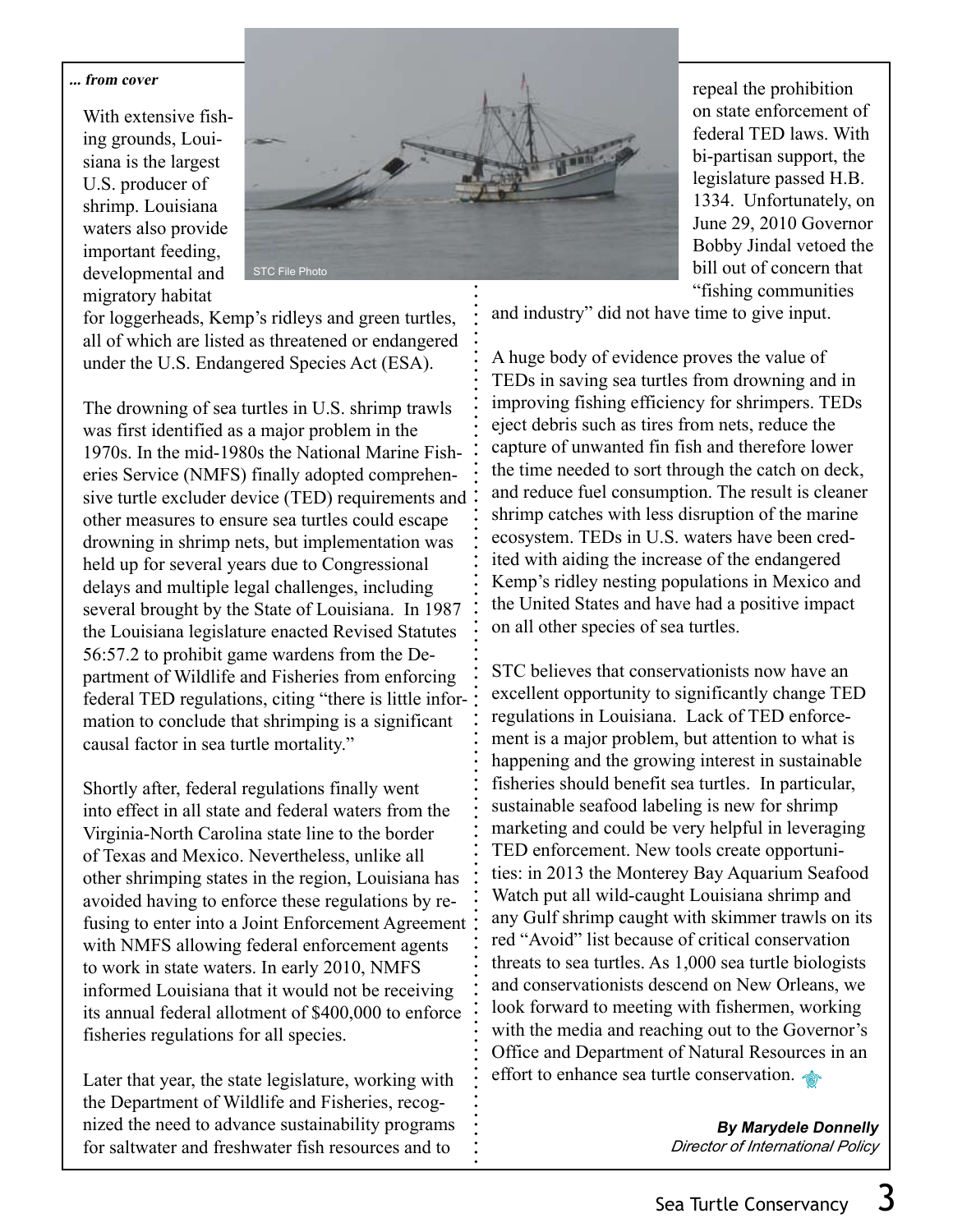*... from cover*

With extensive fishing grounds, Louisiana is the largest U.S. producer of shrimp. Louisiana waters also provide important feeding, developmental and migratory habitat for loggerheads, Kemp's ridleys and green turtles, all of which are listed as threatened or endangered under the U.S. Endangered Species Act (ESA).

STC File Photo

The drowning of sea turtles in U.S. shrimp trawls was first identified as a major problem in the 1970s. In the mid-1980s the National Marine Fisheries Service (NMFS) finally adopted comprehensive turtle excluder device (TED) requirements and other measures to ensure sea turtles could escape drowning in shrimp nets, but implementation was held up for several years due to Congressional delays and multiple legal challenges, including several brought by the State of Louisiana. In 1987 the Louisiana legislature enacted Revised Statutes 56:57.2 to prohibit game wardens from the Department of Wildlife and Fisheries from enforcing federal TED regulations, citing "there is little information to conclude that shrimping is a significant causal factor in sea turtle mortality."

Shortly after, federal regulations finally went into effect in all state and federal waters from the Virginia-North Carolina state line to the border of Texas and Mexico. Nevertheless, unlike all other shrimping states in the region, Louisiana has avoided having to enforce these regulations by refusing to enter into a Joint Enforcement Agreement with NMFS allowing federal enforcement agents to work in state waters. In early 2010, NMFS informed Louisiana that it would not be receiving its annual federal allotment of $400,000 to enforce fisheries regulations for all species.

Later that year, the state legislature, working with the Department of Wildlife and Fisheries, recognized the need to advance sustainability programs for saltwater and freshwater fish resources and to repeal the prohibition on state enforcement of federal TED laws. With bi-partisan support, the legislature passed H.B. 1334. Unfortunately, on June 29, 2010 Governor Bobby Jindal vetoed the bill out of concern that "fishing communities and industry" did not have time to give input.

A huge body of evidence proves the value of TEDs in saving sea turtles from drowning and in improving fishing efficiency for shrimpers. TEDs eject debris such as tires from nets, reduce the capture of unwanted fin fish and therefore lower the time needed to sort through the catch on deck, and reduce fuel consumption. The result is cleaner shrimp catches with less disruption of the marine ecosystem. TEDs in U.S. waters have been credited with aiding the increase of the endangered Kemp's ridley nesting populations in Mexico and the United States and have had a positive impact on all other species of sea turtles.

STC believes that conservationists now have an excellent opportunity to significantly change TED regulations in Louisiana. Lack of TED enforcement is a major problem, but attention to what is happening and the growing interest in sustainable fisheries should benefit sea turtles. In particular, sustainable seafood labeling is new for shrimp marketing and could be very helpful in leveraging TED enforcement. New tools create opportunities: in 2013 the Monterey Bay Aquarium Seafood Watch put all wild-caught Louisiana shrimp and any Gulf shrimp caught with skimmer trawls on its red "Avoid" list because of critical conservation threats to sea turtles. As 1,000 sea turtle biologists and conservationists descend on New Orleans, we look forward to meeting with fishermen, working with the media and reaching out to the Governor's Office and Department of Natural Resources in an effort to enhance sea turtle conservation.

***By Marydele Donnelly***
*Director of International Policy*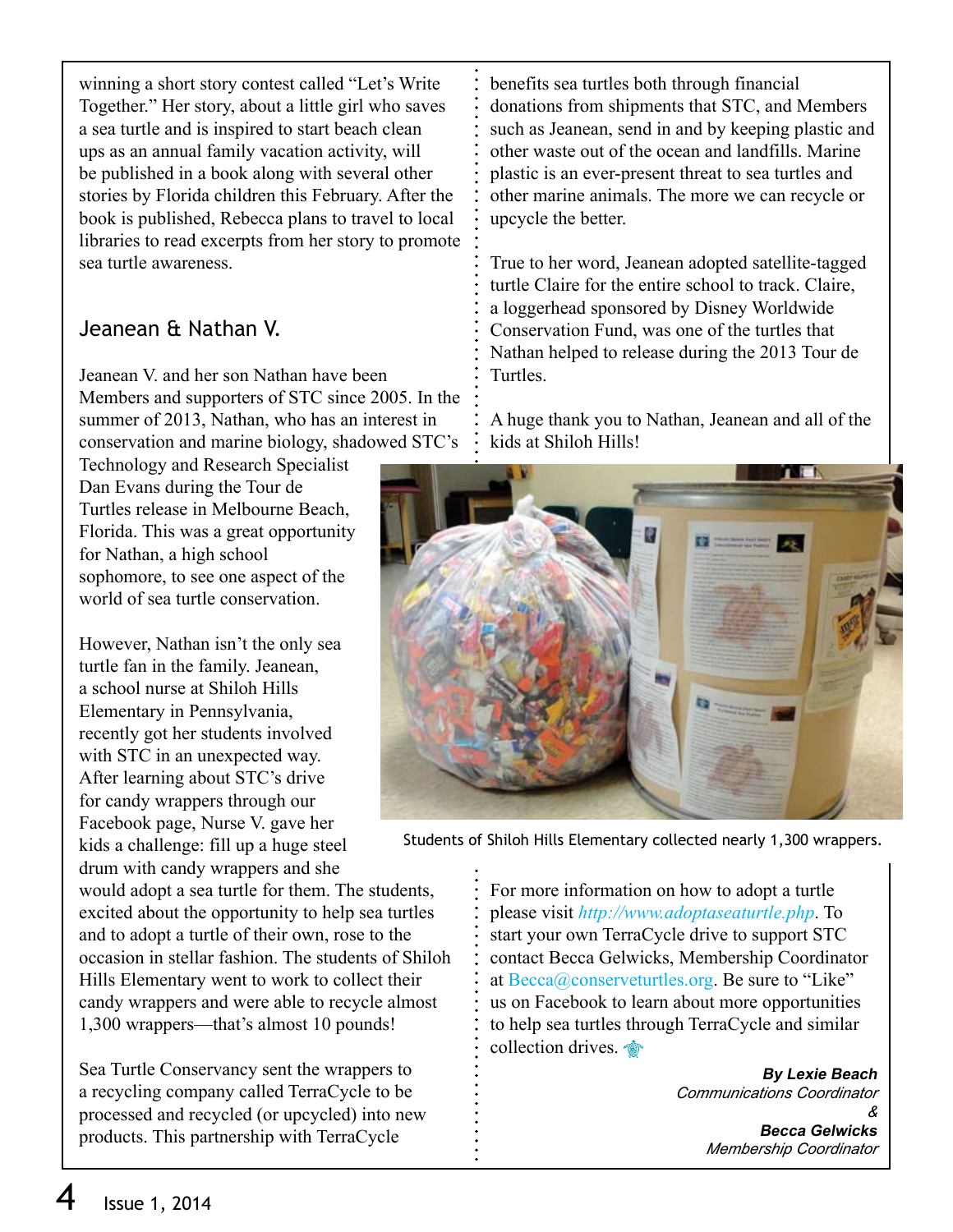winning a short story contest called "Let's Write Together." Her story, about a little girl who saves a sea turtle and is inspired to start beach clean ups as an annual family vacation activity, will be published in a book along with several other stories by Florida children this February. After the book is published, Rebecca plans to travel to local libraries to read excerpts from her story to promote sea turtle awareness.

## Jeanean & Nathan V.

Jeanean V. and her son Nathan have been Members and supporters of STC since 2005. In the summer of 2013, Nathan, who has an interest in conservation and marine biology, shadowed STC's Technology and Research Specialist Dan Evans during the Tour de Turtles release in Melbourne Beach, Florida. This was a great opportunity for Nathan, a high school sophomore, to see one aspect of the world of sea turtle conservation.

However, Nathan isn't the only sea turtle fan in the family. Jeanean, a school nurse at Shiloh Hills Elementary in Pennsylvania, recently got her students involved with STC in an unexpected way. After learning about STC's drive for candy wrappers through our Facebook page, Nurse V. gave her kids a challenge: fill up a huge steel drum with candy wrappers and she would adopt a sea turtle for them. The students, excited about the opportunity to help sea turtles and to adopt a turtle of their own, rose to the occasion in stellar fashion. The students of Shiloh Hills Elementary went to work to collect their candy wrappers and were able to recycle almost 1,300 wrappers—that's almost 10 pounds!

Sea Turtle Conservancy sent the wrappers to a recycling company called TerraCycle to be processed and recycled (or upcycled) into new products. This partnership with TerraCycle benefits sea turtles both through financial donations from shipments that STC, and Members such as Jeanean, send in and by keeping plastic and other waste out of the ocean and landfills. Marine plastic is an ever-present threat to sea turtles and other marine animals. The more we can recycle or upcycle the better.

True to her word, Jeanean adopted satellite-tagged turtle Claire for the entire school to track. Claire, a loggerhead sponsored by Disney Worldwide Conservation Fund, was one of the turtles that Nathan helped to release during the 2013 Tour de Turtles.

A huge thank you to Nathan, Jeanean and all of the kids at Shiloh Hills!

Students of Shiloh Hills Elementary collected nearly 1,300 wrappers.

For more information on how to adopt a turtle please visit *http://www.adoptaseaturtle.php*. To start your own TerraCycle drive to support STC contact Becca Gelwicks, Membership Coordinator at Becca@conserveturtles.org. Be sure to "Like" us on Facebook to learn about more opportunities to help sea turtles through TerraCycle and similar collection drives.

***By Lexie Beach***
*Communications Coordinator*
*&*
***Becca Gelwicks***
*Membership Coordinator*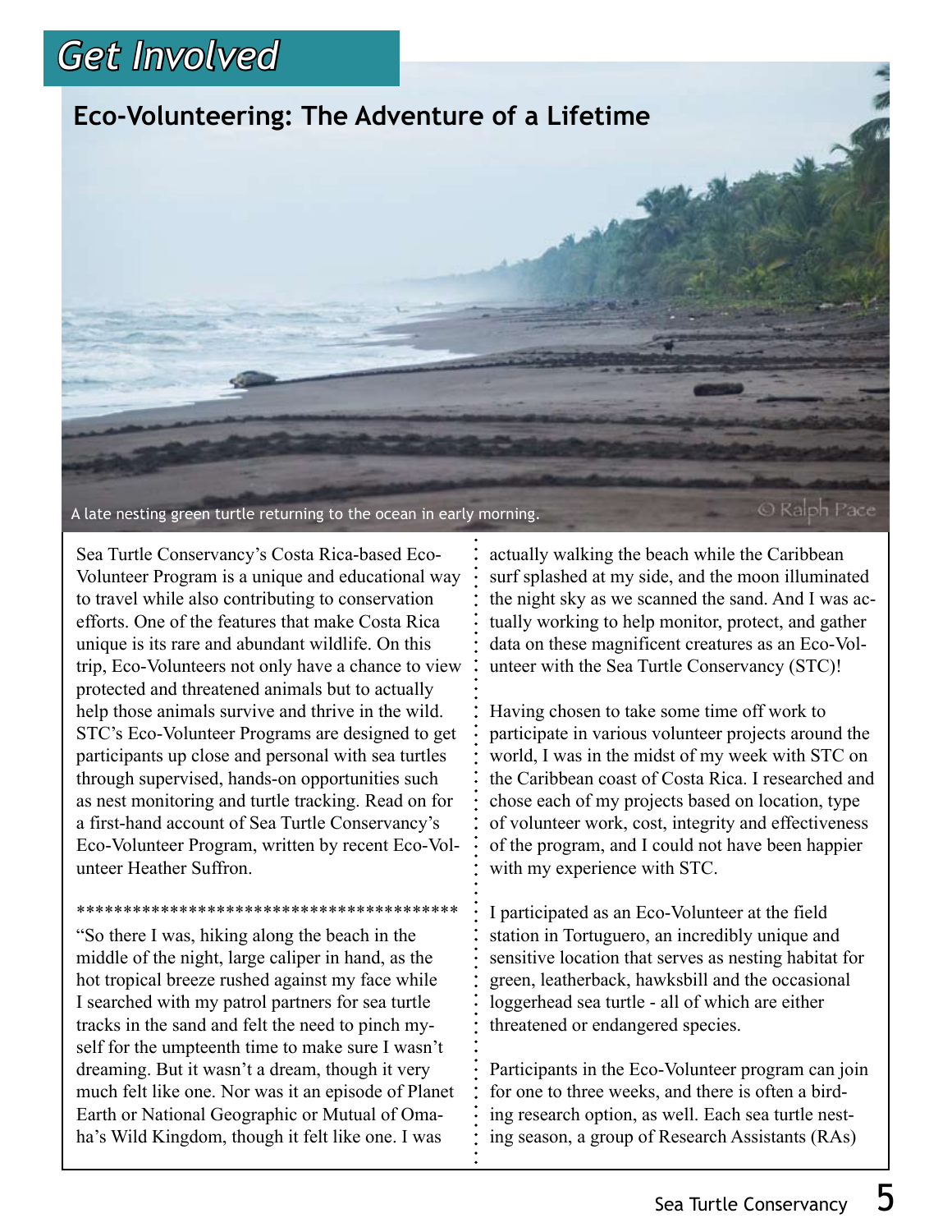# Get Involved

## Eco-Volunteering: The Adventure of a Lifetime

A late nesting green turtle returning to the ocean in early morning.

Sea Turtle Conservancy's Costa Rica-based Eco-Volunteer Program is a unique and educational way to travel while also contributing to conservation efforts. One of the features that make Costa Rica unique is its rare and abundant wildlife. On this trip, Eco-Volunteers not only have a chance to view protected and threatened animals but to actually help those animals survive and thrive in the wild. STC's Eco-Volunteer Programs are designed to get participants up close and personal with sea turtles through supervised, hands-on opportunities such as nest monitoring and turtle tracking. Read on for a first-hand account of Sea Turtle Conservancy's Eco-Volunteer Program, written by recent Eco-Volunteer Heather Suffron.

****************************************

"So there I was, hiking along the beach in the middle of the night, large caliper in hand, as the hot tropical breeze rushed against my face while I searched with my patrol partners for sea turtle tracks in the sand and felt the need to pinch myself for the umpteenth time to make sure I wasn't dreaming. But it wasn't a dream, though it very much felt like one. Nor was it an episode of Planet Earth or National Geographic or Mutual of Omaha's Wild Kingdom, though it felt like one. I was actually walking the beach while the Caribbean surf splashed at my side, and the moon illuminated the night sky as we scanned the sand. And I was actually working to help monitor, protect, and gather data on these magnificent creatures as an Eco-Volunteer with the Sea Turtle Conservancy (STC)!

Having chosen to take some time off work to participate in various volunteer projects around the world, I was in the midst of my week with STC on the Caribbean coast of Costa Rica. I researched and chose each of my projects based on location, type of volunteer work, cost, integrity and effectiveness of the program, and I could not have been happier with my experience with STC.

I participated as an Eco-Volunteer at the field station in Tortuguero, an incredibly unique and sensitive location that serves as nesting habitat for green, leatherback, hawksbill and the occasional loggerhead sea turtle - all of which are either threatened or endangered species.

Participants in the Eco-Volunteer program can join for one to three weeks, and there is often a birding research option, as well. Each sea turtle nesting season, a group of Research Assistants (RAs)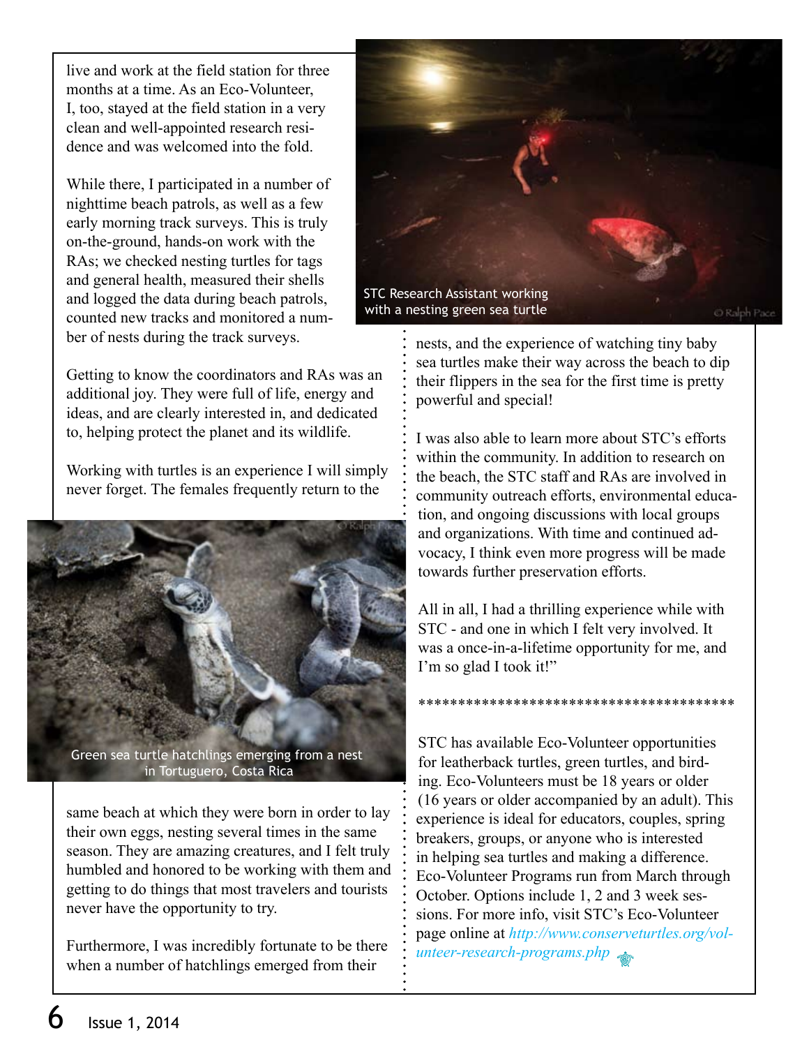live and work at the field station for three months at a time. As an Eco-Volunteer, I, too, stayed at the field station in a very clean and well-appointed research residence and was welcomed into the fold.

While there, I participated in a number of nighttime beach patrols, as well as a few early morning track surveys. This is truly on-the-ground, hands-on work with the RAs; we checked nesting turtles for tags and general health, measured their shells and logged the data during beach patrols, counted new tracks and monitored a number of nests during the track surveys.

STC Research Assistant working with a nesting green sea turtle

Getting to know the coordinators and RAs was an additional joy. They were full of life, energy and ideas, and are clearly interested in, and dedicated to, helping protect the planet and its wildlife.

Working with turtles is an experience I will simply never forget. The females frequently return to the same beach at which they were born in order to lay their own eggs, nesting several times in the same season. They are amazing creatures, and I felt truly humbled and honored to be working with them and getting to do things that most travelers and tourists never have the opportunity to try.

Green sea turtle hatchlings emerging from a nest in Tortuguero, Costa Rica

Furthermore, I was incredibly fortunate to be there when a number of hatchlings emerged from their nests, and the experience of watching tiny baby sea turtles make their way across the beach to dip their flippers in the sea for the first time is pretty powerful and special!

I was also able to learn more about STC's efforts within the community. In addition to research on the beach, the STC staff and RAs are involved in community outreach efforts, environmental education, and ongoing discussions with local groups and organizations. With time and continued advocacy, I think even more progress will be made towards further preservation efforts.

All in all, I had a thrilling experience while with STC - and one in which I felt very involved. It was a once-in-a-lifetime opportunity for me, and I'm so glad I took it!"

***************************************

STC has available Eco-Volunteer opportunities for leatherback turtles, green turtles, and birding. Eco-Volunteers must be 18 years or older (16 years or older accompanied by an adult). This experience is ideal for educators, couples, spring breakers, groups, or anyone who is interested in helping sea turtles and making a difference. Eco-Volunteer Programs run from March through October. Options include 1, 2 and 3 week sessions. For more info, visit STC's Eco-Volunteer page online at *http://www.conserveturtles.org/volunteer-research-programs.php*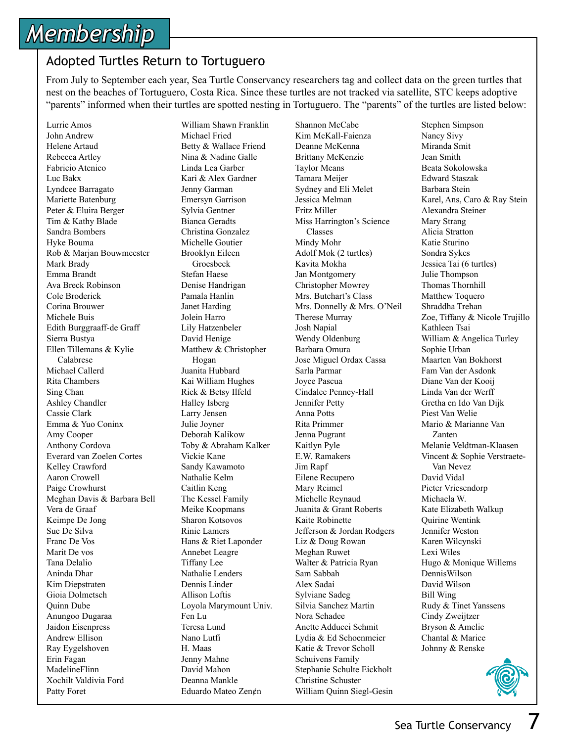# Membership

## Adopted Turtles Return to Tortuguero

From July to September each year, Sea Turtle Conservancy researchers tag and collect data on the green turtles that nest on the beaches of Tortuguero, Costa Rica. Since these turtles are not tracked via satellite, STC keeps adoptive "parents" informed when their turtles are spotted nesting in Tortuguero. The "parents" of the turtles are listed below:

Lurrie Amos
John Andrew
Helene Artaud
Rebecca Artley
Fabricio Atenico
Luc Bakx
Lyndcee Barragato
Mariette Batenburg
Peter & Eluira Berger
Tim & Kathy Blade
Sandra Bombers
Hyke Bouma
Rob & Marjan Bouwmeester
Mark Brady
Emma Brandt
Ava Breck Robinson
Cole Broderick
Corina Brouwer
Michele Buis
Edith Burggraaff-de Graff
Sierra Bustya
Ellen Tillemans & Kylie Calabrese
Michael Callerd
Rita Chambers
Sing Chan
Ashley Chandler
Cassie Clark
Emma & Yuo Coninx
Amy Cooper
Anthony Cordova
Everard van Zoelen Cortes
Kelley Crawford
Aaron Crowell
Paige Crowhurst
Meghan Davis & Barbara Bell
Vera de Graaf
Keimpe De Jong
Sue De Silva
Franc De Vos
Marit De vos
Tana Delalio
Aninda Dhar
Kim Diepstraten
Gioia Dolmetsch
Quinn Dube
Anungoo Dugaraa
Jaidon Eisenpress
Andrew Ellison
Ray Eygelshoven
Erin Fagan
MadelineFlinn
Xochilt Valdivia Ford
Patty Foret
William Shawn Franklin
Michael Fried
Betty & Wallace Friend
Nina & Nadine Galle
Linda Lea Garber
Kari & Alex Gardner
Jenny Garman
Emersyn Garrison
Sylvia Gentner
Bianca Geradts
Christina Gonzalez
Michelle Goutier
Brooklyn Eileen Groesbeck
Stefan Haese
Denise Handrigan
Pamala Hanlin
Janet Harding
Jolein Harro
Lily Hatzenbeler
David Henige
Matthew & Christopher Hogan
Juanita Hubbard
Kai William Hughes
Rick & Betsy Ilfeld
Halley Isberg
Larry Jensen
Julie Joyner
Deborah Kalikow
Toby & Abraham Kalker
Vickie Kane
Sandy Kawamoto
Nathalie Kelm
Caitlin Keng
The Kessel Family
Meike Koopmans
Sharon Kotsovos
Rinie Lamers
Hans & Riet Laponder
Annebet Leagre
Tiffany Lee
Nathalie Lenders
Dennis Linder
Allison Loftis
Loyola Marymount Univ.
Fen Lu
Teresa Lund
Nano Lutfi
H. Maas
Jenny Mahne
David Mahon
Deanna Mankle
Eduardo Mateo Zen¢n
Shannon McCabe
Kim McKall-Faienza
Deanne McKenna
Brittany McKenzie
Taylor Means
Tamara Meijer
Sydney and Eli Melet
Jessica Melman
Fritz Miller
Miss Harrington's Science Classes
Mindy Mohr
Adolf Mok (2 turtles)
Kavita Mokha
Jan Montgomery
Christopher Mowrey
Mrs. Butchart's Class
Mrs. Donnelly & Mrs. O'Neil
Therese Murray
Josh Napial
Wendy Oldenburg
Barbara Omura
Jose Miguel Ordax Cassa
Sarla Parmar
Joyce Pascua
Cindalee Penney-Hall
Jennifer Petty
Anna Potts
Rita Primmer
Jenna Pugrant
Kaitlyn Pyle
E.W. Ramakers
Jim Rapf
Eilene Recupero
Mary Reimel
Michelle Reynaud
Juanita & Grant Roberts
Kaite Robinette
Jefferson & Jordan Rodgers
Liz & Doug Rowan
Meghan Ruwet
Walter & Patricia Ryan
Sam Sabbah
Alex Sadai
Sylviane Sadeg
Silvia Sanchez Martin
Nora Schadee
Anette Adducci Schmit
Lydia & Ed Schoenmeier
Katie & Trevor Scholl
Schuivens Family
Stephanie Schulte Eickholt
Christine Schuster
William Quinn Siegl-Gesin
Stephen Simpson
Nancy Sivy
Miranda Smit
Jean Smith
Beata Sokolowska
Edward Staszak
Barbara Stein
Karel, Ans, Caro & Ray Stein
Alexandra Steiner
Mary Strang
Alicia Stratton
Katie Sturino
Sondra Sykes
Jessica Tai (6 turtles)
Julie Thompson
Thomas Thornhill
Matthew Toquero
Shraddha Trehan
Zoe, Tiffany & Nicole Trujillo
Kathleen Tsai
William & Angelica Turley
Sophie Urban
Maarten Van Bokhorst
Fam Van der Asdonk
Diane Van der Kooij
Linda Van der Werff
Gretha en Ido Van Dijk
Piest Van Welie
Mario & Marianne Van Zanten
Melanie Veldtman-Klaasen
Vincent & Sophie Verstraete-Van Nevez
David Vidal
Pieter Vriesendorp
Michaela W.
Kate Elizabeth Walkup
Quirine Wentink
Jennifer Weston
Karen Wilcynski
Lexi Wiles
Hugo & Monique Willems
DennisWilson
David Wilson
Bill Wing
Rudy & Tinet Yanssens
Cindy Zweijtzer
Bryson & Amelie
Chantal & Marice
Johnny & Renske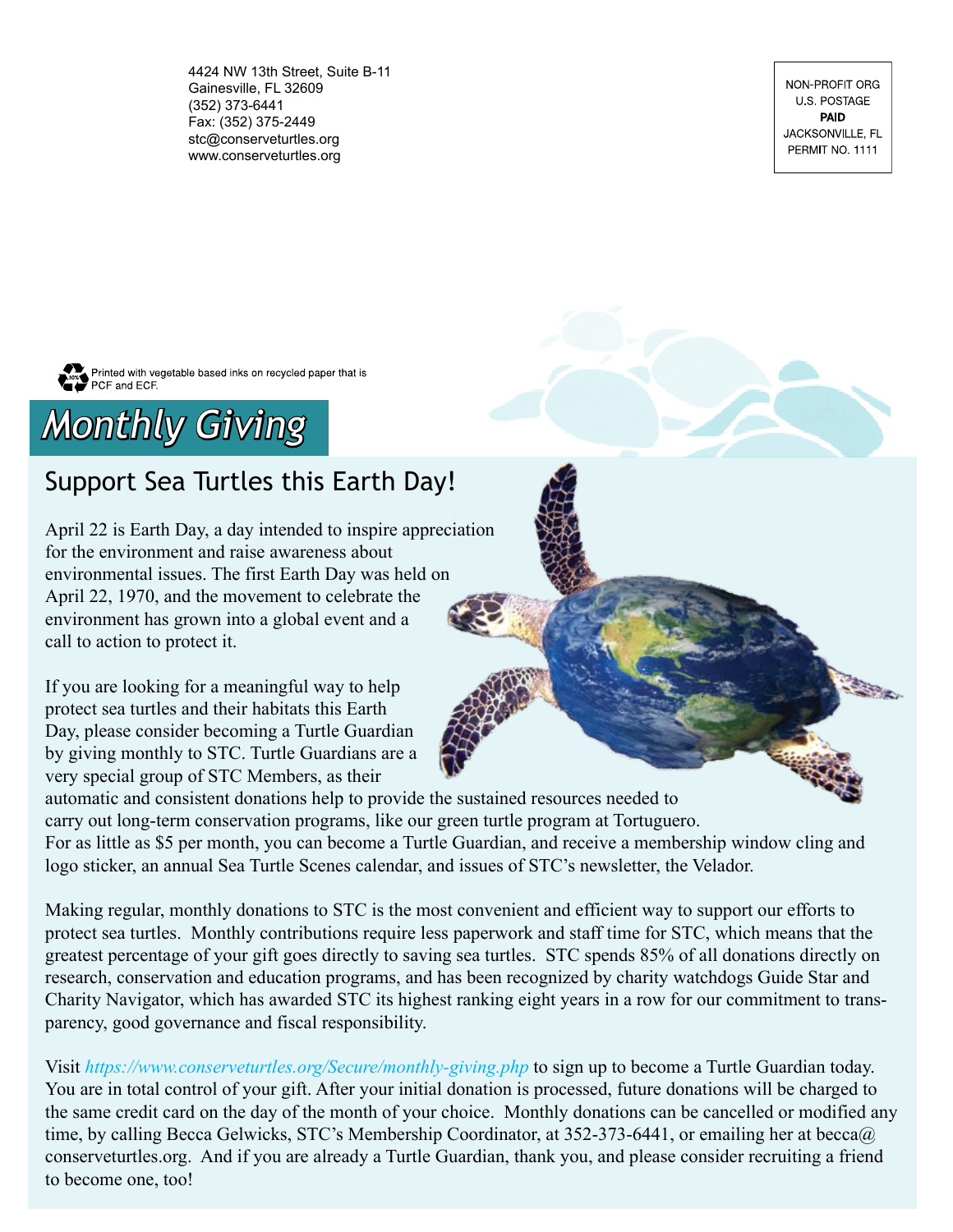4424 NW 13th Street, Suite B-11
Gainesville, FL 32609
(352) 373-6441
Fax: (352) 375-2449
stc@conserveturtles.org
www.conserveturtles.org

NON-PROFIT ORG
U.S. POSTAGE
**PAID**
JACKSONVILLE, FL
PERMIT NO. 1111

Printed with vegetable based inks on recycled paper that is PCF and ECF.

# Monthly Giving

## Support Sea Turtles this Earth Day!

April 22 is Earth Day, a day intended to inspire appreciation for the environment and raise awareness about environmental issues. The first Earth Day was held on April 22, 1970, and the movement to celebrate the environment has grown into a global event and a call to action to protect it.

If you are looking for a meaningful way to help protect sea turtles and their habitats this Earth Day, please consider becoming a Turtle Guardian by giving monthly to STC. Turtle Guardians are a very special group of STC Members, as their automatic and consistent donations help to provide the sustained resources needed to carry out long-term conservation programs, like our green turtle program at Tortuguero. For as little as $5 per month, you can become a Turtle Guardian, and receive a membership window cling and logo sticker, an annual Sea Turtle Scenes calendar, and issues of STC's newsletter, the Velador.

Making regular, monthly donations to STC is the most convenient and efficient way to support our efforts to protect sea turtles. Monthly contributions require less paperwork and staff time for STC, which means that the greatest percentage of your gift goes directly to saving sea turtles. STC spends 85% of all donations directly on research, conservation and education programs, and has been recognized by charity watchdogs Guide Star and Charity Navigator, which has awarded STC its highest ranking eight years in a row for our commitment to transparency, good governance and fiscal responsibility.

Visit *https://www.conserveturtles.org/Secure/monthly-giving.php* to sign up to become a Turtle Guardian today. You are in total control of your gift. After your initial donation is processed, future donations will be charged to the same credit card on the day of the month of your choice. Monthly donations can be cancelled or modified any time, by calling Becca Gelwicks, STC's Membership Coordinator, at 352-373-6441, or emailing her at becca@conserveturtles.org. And if you are already a Turtle Guardian, thank you, and please consider recruiting a friend to become one, too!